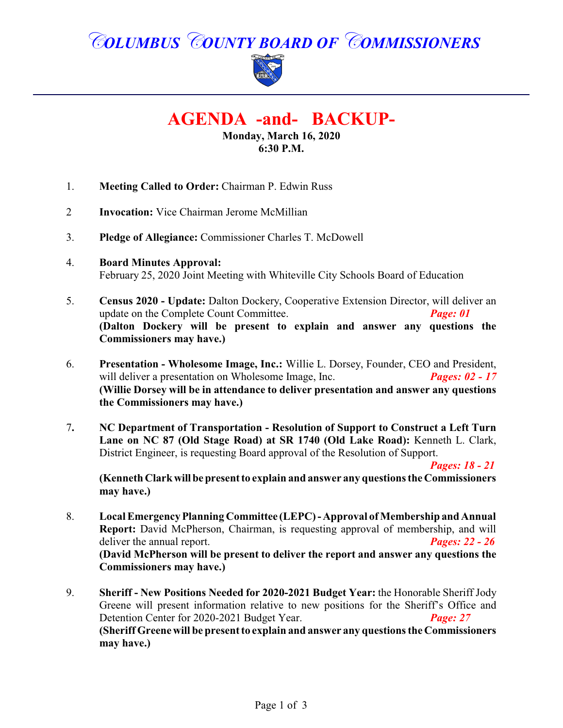# COLUMBUS COUNTY BOARD OF COMMISSIONERS

## AGENDA -and- BACKUP-

**Monday, March 16, 2020**
**6:30 P.M.**

1. **Meeting Called to Order:** Chairman P. Edwin Russ

2 **Invocation:** Vice Chairman Jerome McMillian

3. **Pledge of Allegiance:** Commissioner Charles T. McDowell

4. **Board Minutes Approval:**
February 25, 2020 Joint Meeting with Whiteville City Schools Board of Education

5. **Census 2020 - Update:** Dalton Dockery, Cooperative Extension Director, will deliver an update on the Complete Count Committee. ***Page: 01***
**(Dalton Dockery will be present to explain and answer any questions the Commissioners may have.)**

6. **Presentation - Wholesome Image, Inc.:** Willie L. Dorsey, Founder, CEO and President, will deliver a presentation on Wholesome Image, Inc. ***Pages: 02 - 17***
**(Willie Dorsey will be in attendance to deliver presentation and answer any questions the Commissioners may have.)**

7. **NC Department of Transportation - Resolution of Support to Construct a Left Turn Lane on NC 87 (Old Stage Road) at SR 1740 (Old Lake Road):** Kenneth L. Clark, District Engineer, is requesting Board approval of the Resolution of Support. ***Pages: 18 - 21***
**(Kenneth Clark will be present to explain and answer any questions the Commissioners may have.)**

8. **Local Emergency Planning Committee (LEPC) - Approval of Membership and Annual Report:** David McPherson, Chairman, is requesting approval of membership, and will deliver the annual report. ***Pages: 22 - 26***
**(David McPherson will be present to deliver the report and answer any questions the Commissioners may have.)**

9. **Sheriff - New Positions Needed for 2020-2021 Budget Year:** the Honorable Sheriff Jody Greene will present information relative to new positions for the Sheriff's Office and Detention Center for 2020-2021 Budget Year. ***Page: 27***
**(Sheriff Greene will be present to explain and answer any questions the Commissioners may have.)**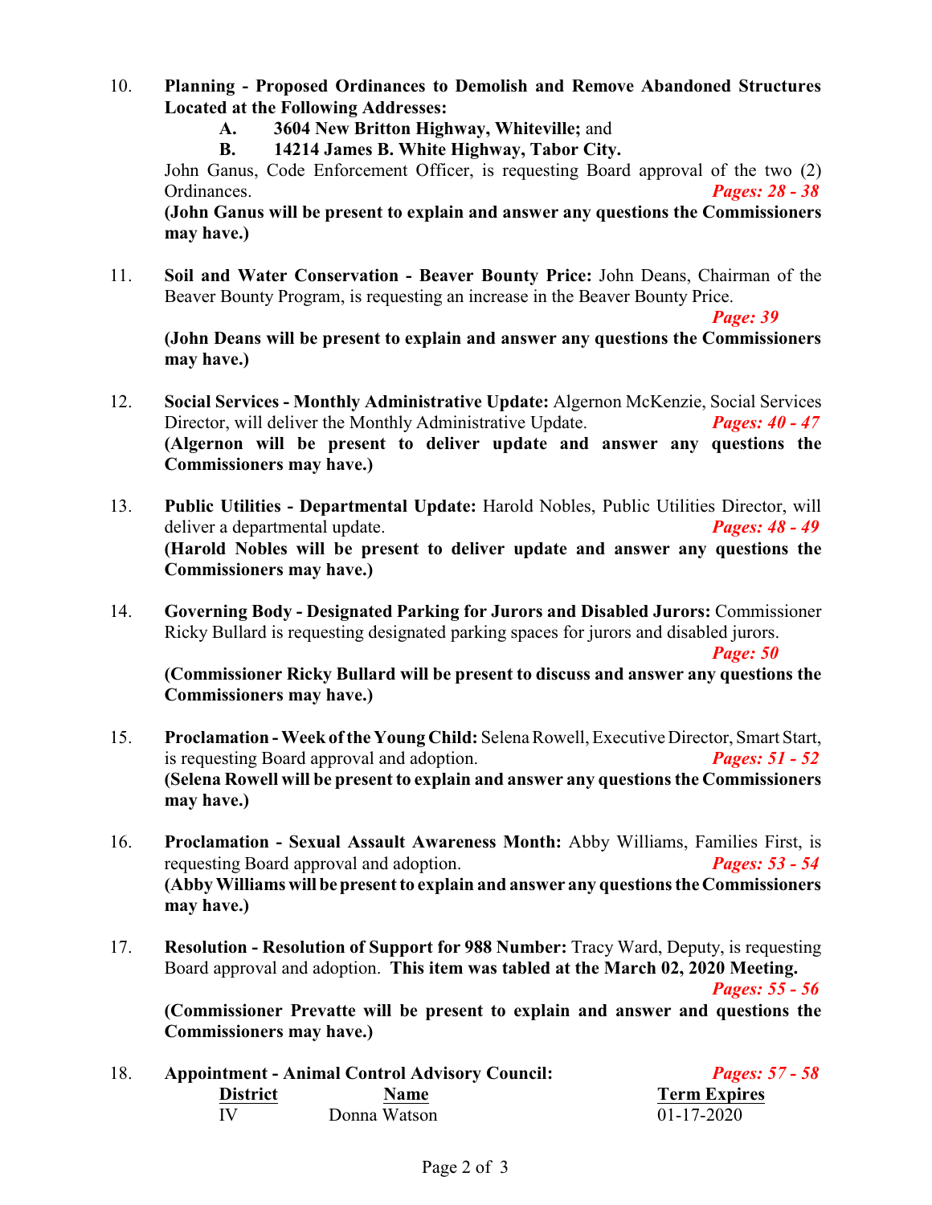10. **Planning - Proposed Ordinances to Demolish and Remove Abandoned Structures Located at the Following Addresses:**
    - **A. 3604 New Britton Highway, Whiteville;** and
    - **B. 14214 James B. White Highway, Tabor City.**

    John Ganus, Code Enforcement Officer, is requesting Board approval of the two (2) Ordinances. ***Pages: 28 - 38***
    **(John Ganus will be present to explain and answer any questions the Commissioners may have.)**

11. **Soil and Water Conservation - Beaver Bounty Price:** John Deans, Chairman of the Beaver Bounty Program, is requesting an increase in the Beaver Bounty Price. ***Page: 39***
    **(John Deans will be present to explain and answer any questions the Commissioners may have.)**

12. **Social Services - Monthly Administrative Update:** Algernon McKenzie, Social Services Director, will deliver the Monthly Administrative Update. ***Pages: 40 - 47***
    **(Algernon will be present to deliver update and answer any questions the Commissioners may have.)**

13. **Public Utilities - Departmental Update:** Harold Nobles, Public Utilities Director, will deliver a departmental update. ***Pages: 48 - 49***
    **(Harold Nobles will be present to deliver update and answer any questions the Commissioners may have.)**

14. **Governing Body - Designated Parking for Jurors and Disabled Jurors:** Commissioner Ricky Bullard is requesting designated parking spaces for jurors and disabled jurors. ***Page: 50***
    **(Commissioner Ricky Bullard will be present to discuss and answer any questions the Commissioners may have.)**

15. **Proclamation - Week of the Young Child:** Selena Rowell, Executive Director, Smart Start, is requesting Board approval and adoption. ***Pages: 51 - 52***
    **(Selena Rowell will be present to explain and answer any questions the Commissioners may have.)**

16. **Proclamation - Sexual Assault Awareness Month:** Abby Williams, Families First, is requesting Board approval and adoption. ***Pages: 53 - 54***
    **(Abby Williams will be present to explain and answer any questions the Commissioners may have.)**

17. **Resolution - Resolution of Support for 988 Number:** Tracy Ward, Deputy, is requesting Board approval and adoption. **This item was tabled at the March 02, 2020 Meeting.** ***Pages: 55 - 56***
    **(Commissioner Prevatte will be present to explain and answer and questions the Commissioners may have.)**

18. **Appointment - Animal Control Advisory Council:** ***Pages: 57 - 58***

| District | Name | Term Expires |
|---|---|---|
| IV | Donna Watson | 01-17-2020 |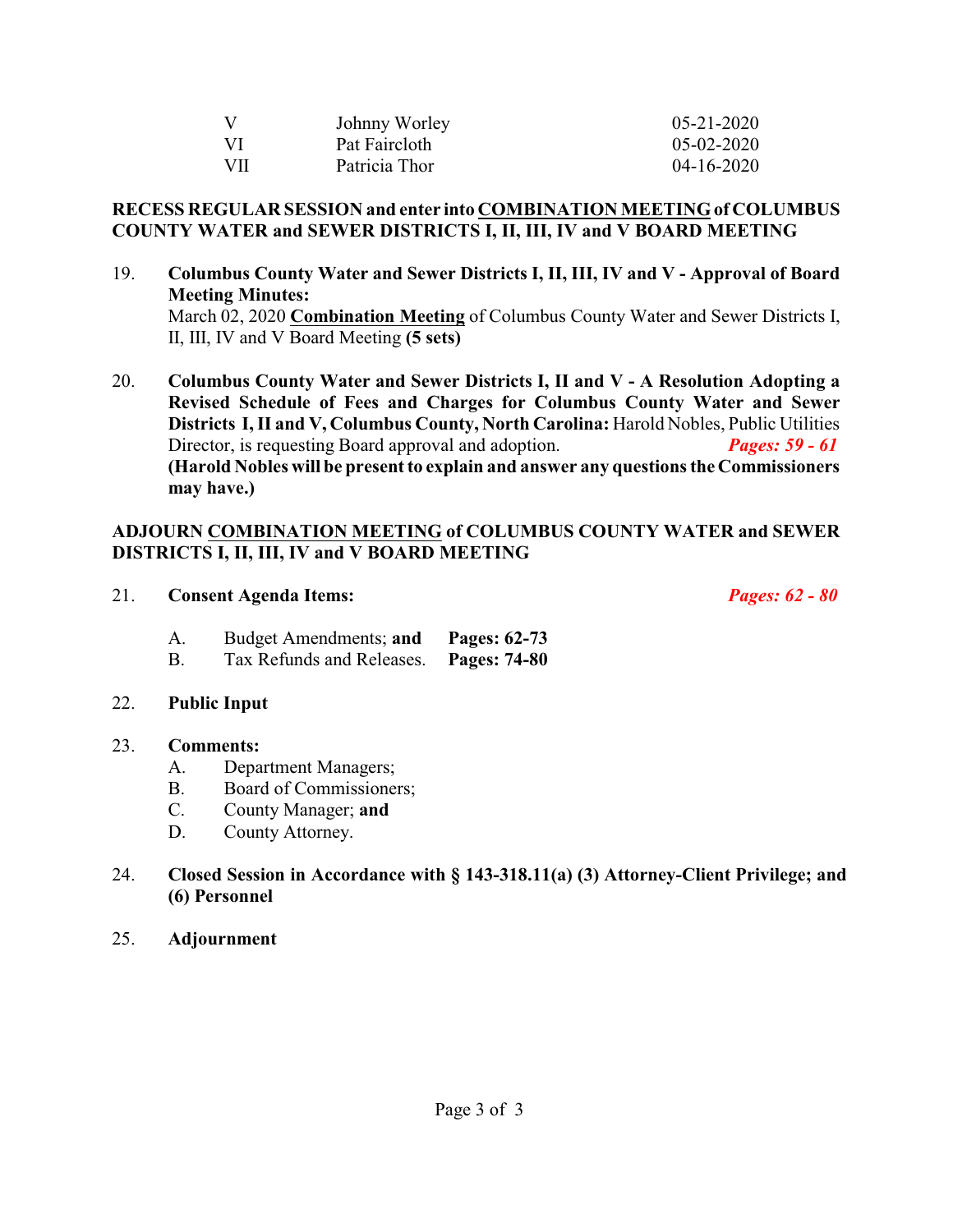| | | |
|---|---|---|
| V | Johnny Worley | 05-21-2020 |
| VI | Pat Faircloth | 05-02-2020 |
| VII | Patricia Thor | 04-16-2020 |

**RECESS REGULAR SESSION and enter into COMBINATION MEETING of COLUMBUS COUNTY WATER and SEWER DISTRICTS I, II, III, IV and V BOARD MEETING**

19. **Columbus County Water and Sewer Districts I, II, III, IV and V - Approval of Board Meeting Minutes:**
    March 02, 2020 **Combination Meeting** of Columbus County Water and Sewer Districts I, II, III, IV and V Board Meeting **(5 sets)**

20. **Columbus County Water and Sewer Districts I, II and V - A Resolution Adopting a Revised Schedule of Fees and Charges for Columbus County Water and Sewer Districts I, II and V, Columbus County, North Carolina:** Harold Nobles, Public Utilities Director, is requesting Board approval and adoption. ***Pages: 59 - 61***
    **(Harold Nobles will be present to explain and answer any questions the Commissioners may have.)**

**ADJOURN COMBINATION MEETING of COLUMBUS COUNTY WATER and SEWER DISTRICTS I, II, III, IV and V BOARD MEETING**

21. **Consent Agenda Items:** ***Pages: 62 - 80***
    - A. Budget Amendments; **and** **Pages: 62-73**
    - B. Tax Refunds and Releases. **Pages: 74-80**

22. **Public Input**

23. **Comments:**
    - A. Department Managers;
    - B. Board of Commissioners;
    - C. County Manager; **and**
    - D. County Attorney.

24. **Closed Session in Accordance with § 143-318.11(a) (3) Attorney-Client Privilege; and (6) Personnel**

25. **Adjournment**